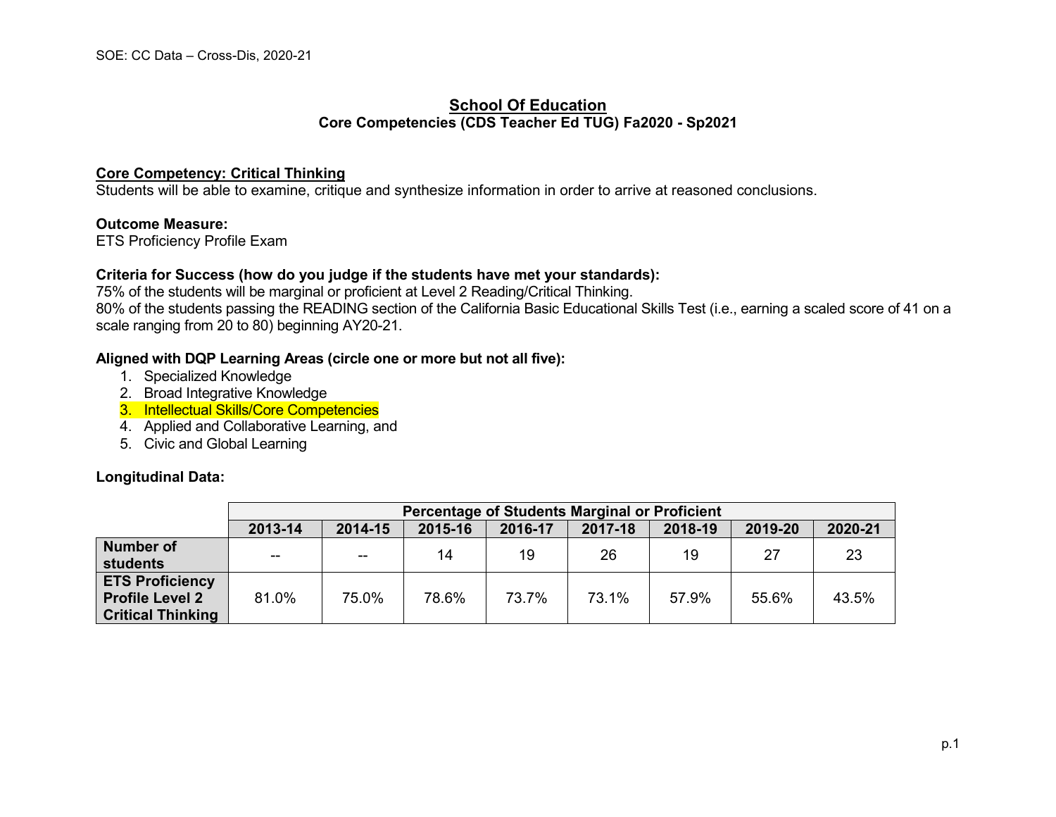# School Of Education

## Core Competencies (CDS Teacher Ed TUG) Fa2020 - Sp2021

**Core Competency: Critical Thinking**

Students will be able to examine, critique and synthesize information in order to arrive at reasoned conclusions.

**Outcome Measure:**

ETS Proficiency Profile Exam

**Criteria for Success (how do you judge if the students have met your standards):**

75% of the students will be marginal or proficient at Level 2 Reading/Critical Thinking.

80% of the students passing the READING section of the California Basic Educational Skills Test (i.e., earning a scaled score of 41 on a scale ranging from 20 to 80) beginning AY20-21.

**Aligned with DQP Learning Areas (circle one or more but not all five):**

1. Specialized Knowledge
2. Broad Integrative Knowledge
3. Intellectual Skills/Core Competencies
4. Applied and Collaborative Learning, and
5. Civic and Global Learning

**Longitudinal Data:**

| | Percentage of Students Marginal or Proficient | | | | | | | |
|---|---|---|---|---|---|---|---|---|
| | 2013-14 | 2014-15 | 2015-16 | 2016-17 | 2017-18 | 2018-19 | 2019-20 | 2020-21 |
| **Number of students** | -- | -- | 14 | 19 | 26 | 19 | 27 | 23 |
| **ETS Proficiency Profile Level 2 Critical Thinking** | 81.0% | 75.0% | 78.6% | 73.7% | 73.1% | 57.9% | 55.6% | 43.5% |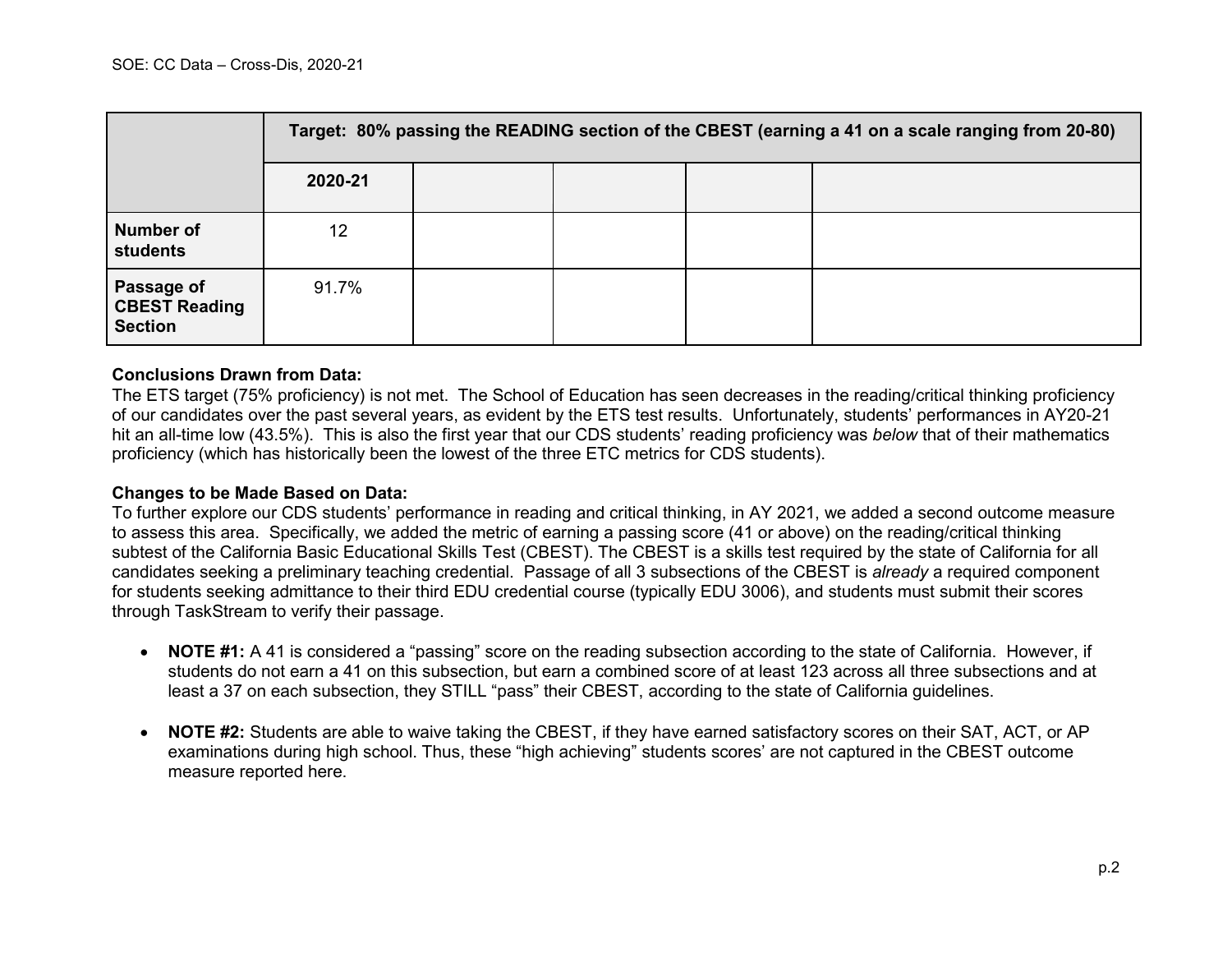| | Target: 80% passing the READING section of the CBEST (earning a 41 on a scale ranging from 20-80) | | | | |
|---|---|---|---|---|---|
| | **2020-21** | | | | |
| **Number of students** | 12 | | | | |
| **Passage of CBEST Reading Section** | 91.7% | | | | |

**Conclusions Drawn from Data:**
The ETS target (75% proficiency) is not met. The School of Education has seen decreases in the reading/critical thinking proficiency of our candidates over the past several years, as evident by the ETS test results. Unfortunately, students' performances in AY20-21 hit an all-time low (43.5%). This is also the first year that our CDS students' reading proficiency was *below* that of their mathematics proficiency (which has historically been the lowest of the three ETC metrics for CDS students).

**Changes to be Made Based on Data:**
To further explore our CDS students' performance in reading and critical thinking, in AY 2021, we added a second outcome measure to assess this area. Specifically, we added the metric of earning a passing score (41 or above) on the reading/critical thinking subtest of the California Basic Educational Skills Test (CBEST). The CBEST is a skills test required by the state of California for all candidates seeking a preliminary teaching credential. Passage of all 3 subsections of the CBEST is *already* a required component for students seeking admittance to their third EDU credential course (typically EDU 3006), and students must submit their scores through TaskStream to verify their passage.

- **NOTE #1:** A 41 is considered a "passing" score on the reading subsection according to the state of California. However, if students do not earn a 41 on this subsection, but earn a combined score of at least 123 across all three subsections and at least a 37 on each subsection, they STILL "pass" their CBEST, according to the state of California guidelines.

- **NOTE #2:** Students are able to waive taking the CBEST, if they have earned satisfactory scores on their SAT, ACT, or AP examinations during high school. Thus, these "high achieving" students scores' are not captured in the CBEST outcome measure reported here.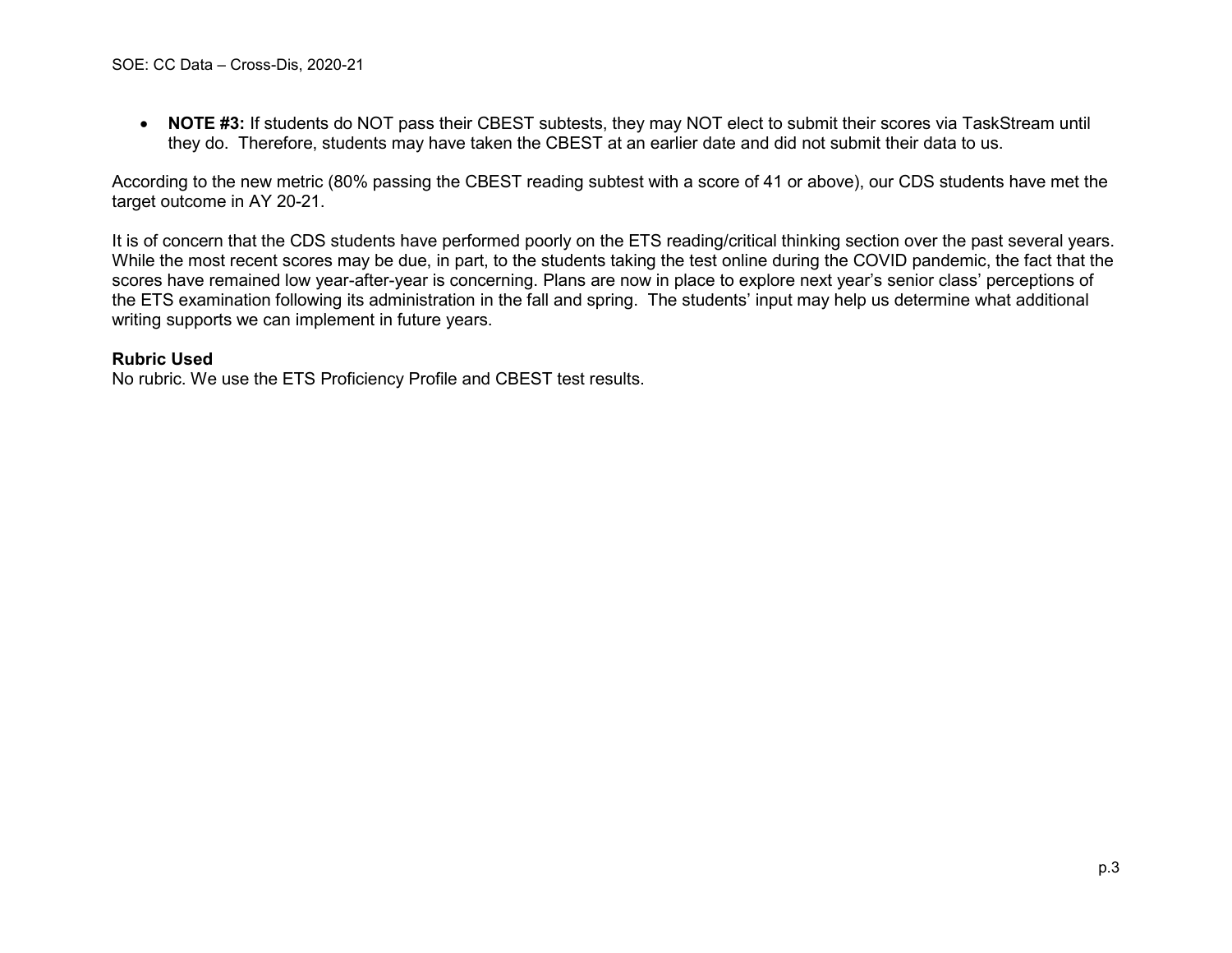- **NOTE #3:** If students do NOT pass their CBEST subtests, they may NOT elect to submit their scores via TaskStream until they do. Therefore, students may have taken the CBEST at an earlier date and did not submit their data to us.

According to the new metric (80% passing the CBEST reading subtest with a score of 41 or above), our CDS students have met the target outcome in AY 20-21.

It is of concern that the CDS students have performed poorly on the ETS reading/critical thinking section over the past several years. While the most recent scores may be due, in part, to the students taking the test online during the COVID pandemic, the fact that the scores have remained low year-after-year is concerning. Plans are now in place to explore next year's senior class' perceptions of the ETS examination following its administration in the fall and spring. The students' input may help us determine what additional writing supports we can implement in future years.

**Rubric Used**

No rubric. We use the ETS Proficiency Profile and CBEST test results.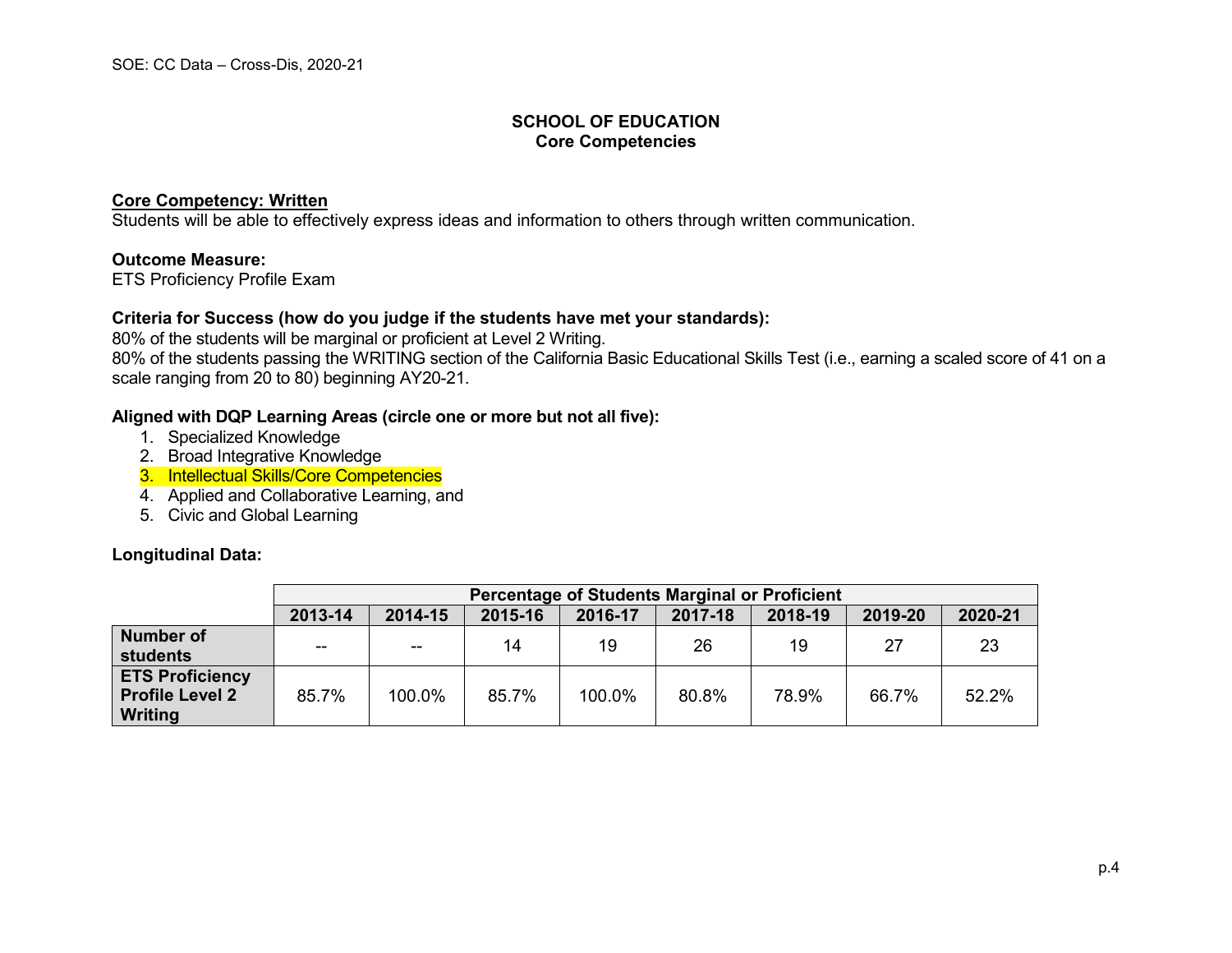# SCHOOL OF EDUCATION
## Core Competencies

**Core Competency: Written**
Students will be able to effectively express ideas and information to others through written communication.

**Outcome Measure:**
ETS Proficiency Profile Exam

**Criteria for Success (how do you judge if the students have met your standards):**
80% of the students will be marginal or proficient at Level 2 Writing.
80% of the students passing the WRITING section of the California Basic Educational Skills Test (i.e., earning a scaled score of 41 on a scale ranging from 20 to 80) beginning AY20-21.

**Aligned with DQP Learning Areas (circle one or more but not all five):**

1. Specialized Knowledge
2. Broad Integrative Knowledge
3. Intellectual Skills/Core Competencies
4. Applied and Collaborative Learning, and
5. Civic and Global Learning

**Longitudinal Data:**

| | Percentage of Students Marginal or Proficient | | | | | | | |
|---|---|---|---|---|---|---|---|---|
| | **2013-14** | **2014-15** | **2015-16** | **2016-17** | **2017-18** | **2018-19** | **2019-20** | **2020-21** |
| **Number of students** | -- | -- | 14 | 19 | 26 | 19 | 27 | 23 |
| **ETS Proficiency Profile Level 2 Writing** | 85.7% | 100.0% | 85.7% | 100.0% | 80.8% | 78.9% | 66.7% | 52.2% |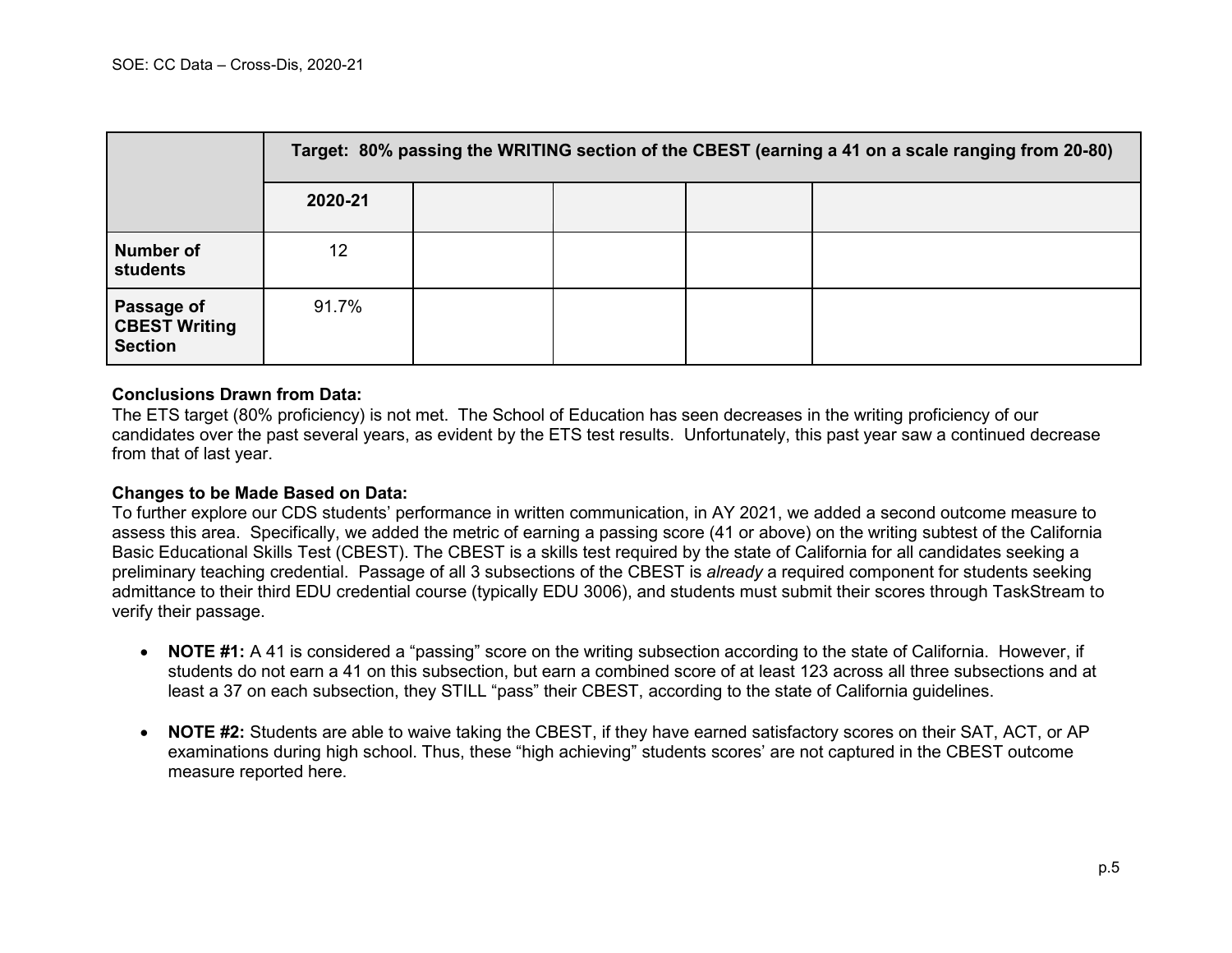| | Target: 80% passing the WRITING section of the CBEST (earning a 41 on a scale ranging from 20-80) | | | | |
|---|---|---|---|---|---|
| | 2020-21 | | | | |
| **Number of students** | 12 | | | | |
| **Passage of CBEST Writing Section** | 91.7% | | | | |

**Conclusions Drawn from Data:**
The ETS target (80% proficiency) is not met. The School of Education has seen decreases in the writing proficiency of our candidates over the past several years, as evident by the ETS test results. Unfortunately, this past year saw a continued decrease from that of last year.

**Changes to be Made Based on Data:**
To further explore our CDS students' performance in written communication, in AY 2021, we added a second outcome measure to assess this area. Specifically, we added the metric of earning a passing score (41 or above) on the writing subtest of the California Basic Educational Skills Test (CBEST). The CBEST is a skills test required by the state of California for all candidates seeking a preliminary teaching credential. Passage of all 3 subsections of the CBEST is *already* a required component for students seeking admittance to their third EDU credential course (typically EDU 3006), and students must submit their scores through TaskStream to verify their passage.

- **NOTE #1:** A 41 is considered a "passing" score on the writing subsection according to the state of California. However, if students do not earn a 41 on this subsection, but earn a combined score of at least 123 across all three subsections and at least a 37 on each subsection, they STILL "pass" their CBEST, according to the state of California guidelines.

- **NOTE #2:** Students are able to waive taking the CBEST, if they have earned satisfactory scores on their SAT, ACT, or AP examinations during high school. Thus, these "high achieving" students scores' are not captured in the CBEST outcome measure reported here.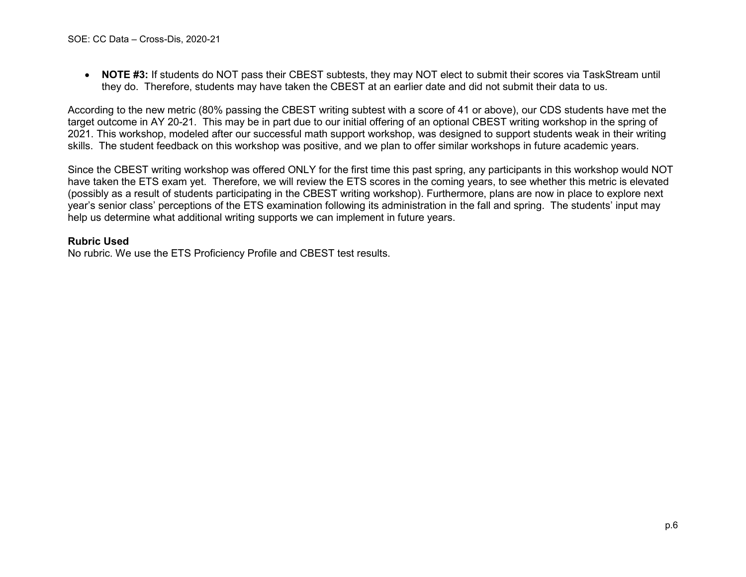- **NOTE #3:** If students do NOT pass their CBEST subtests, they may NOT elect to submit their scores via TaskStream until they do. Therefore, students may have taken the CBEST at an earlier date and did not submit their data to us.

According to the new metric (80% passing the CBEST writing subtest with a score of 41 or above), our CDS students have met the target outcome in AY 20-21. This may be in part due to our initial offering of an optional CBEST writing workshop in the spring of 2021. This workshop, modeled after our successful math support workshop, was designed to support students weak in their writing skills. The student feedback on this workshop was positive, and we plan to offer similar workshops in future academic years.

Since the CBEST writing workshop was offered ONLY for the first time this past spring, any participants in this workshop would NOT have taken the ETS exam yet. Therefore, we will review the ETS scores in the coming years, to see whether this metric is elevated (possibly as a result of students participating in the CBEST writing workshop). Furthermore, plans are now in place to explore next year's senior class' perceptions of the ETS examination following its administration in the fall and spring. The students' input may help us determine what additional writing supports we can implement in future years.

**Rubric Used**
No rubric. We use the ETS Proficiency Profile and CBEST test results.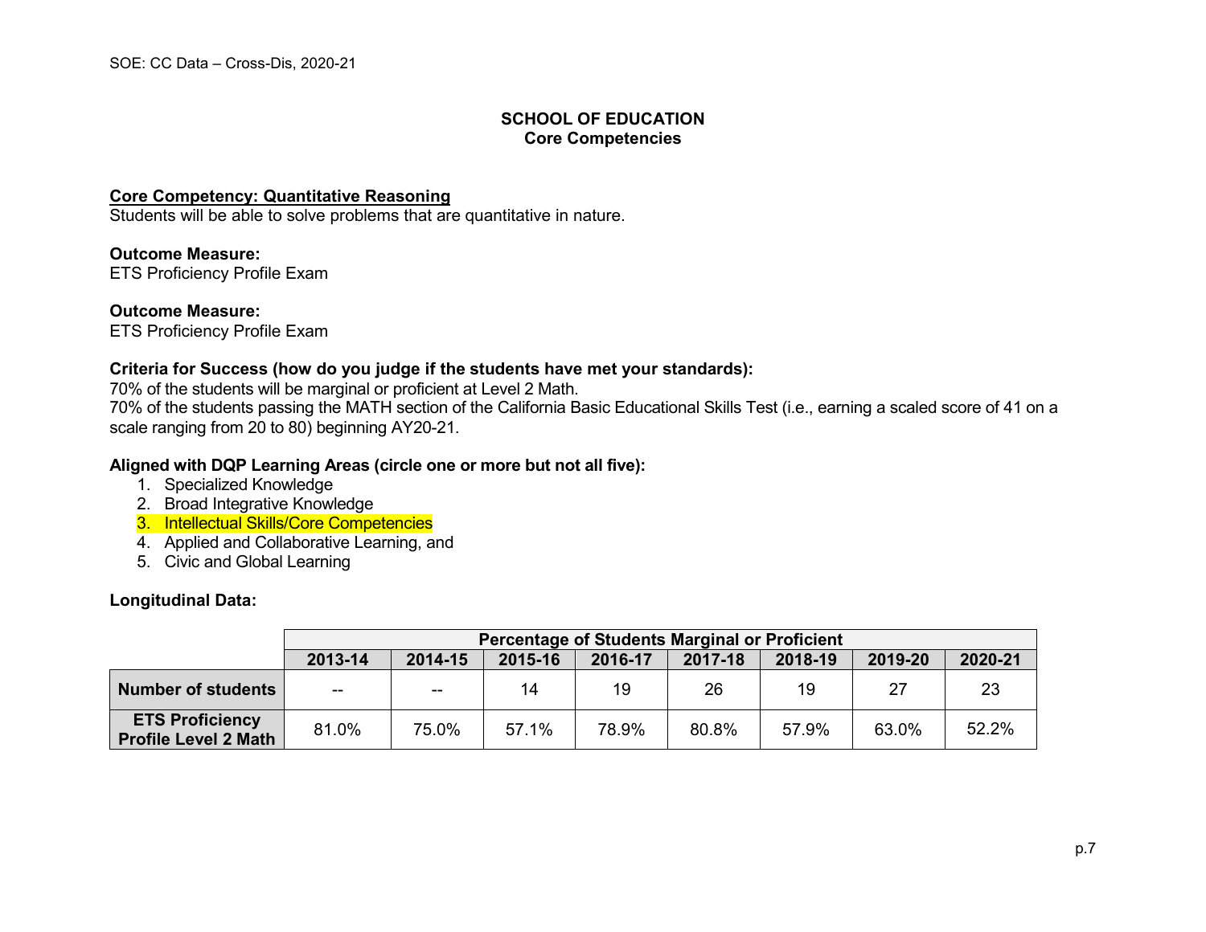# SCHOOL OF EDUCATION
## Core Competencies

**Core Competency: Quantitative Reasoning**
Students will be able to solve problems that are quantitative in nature.

**Outcome Measure:**
ETS Proficiency Profile Exam

**Outcome Measure:**
ETS Proficiency Profile Exam

**Criteria for Success (how do you judge if the students have met your standards):**
70% of the students will be marginal or proficient at Level 2 Math.
70% of the students passing the MATH section of the California Basic Educational Skills Test (i.e., earning a scaled score of 41 on a scale ranging from 20 to 80) beginning AY20-21.

**Aligned with DQP Learning Areas (circle one or more but not all five):**

1. Specialized Knowledge
2. Broad Integrative Knowledge
3. Intellectual Skills/Core Competencies
4. Applied and Collaborative Learning, and
5. Civic and Global Learning

**Longitudinal Data:**

| | Percentage of Students Marginal or Proficient | | | | | | | |
|---|---|---|---|---|---|---|---|---|
| | 2013-14 | 2014-15 | 2015-16 | 2016-17 | 2017-18 | 2018-19 | 2019-20 | 2020-21 |
| **Number of students** | -- | -- | 14 | 19 | 26 | 19 | 27 | 23 |
| **ETS Proficiency Profile Level 2 Math** | 81.0% | 75.0% | 57.1% | 78.9% | 80.8% | 57.9% | 63.0% | 52.2% |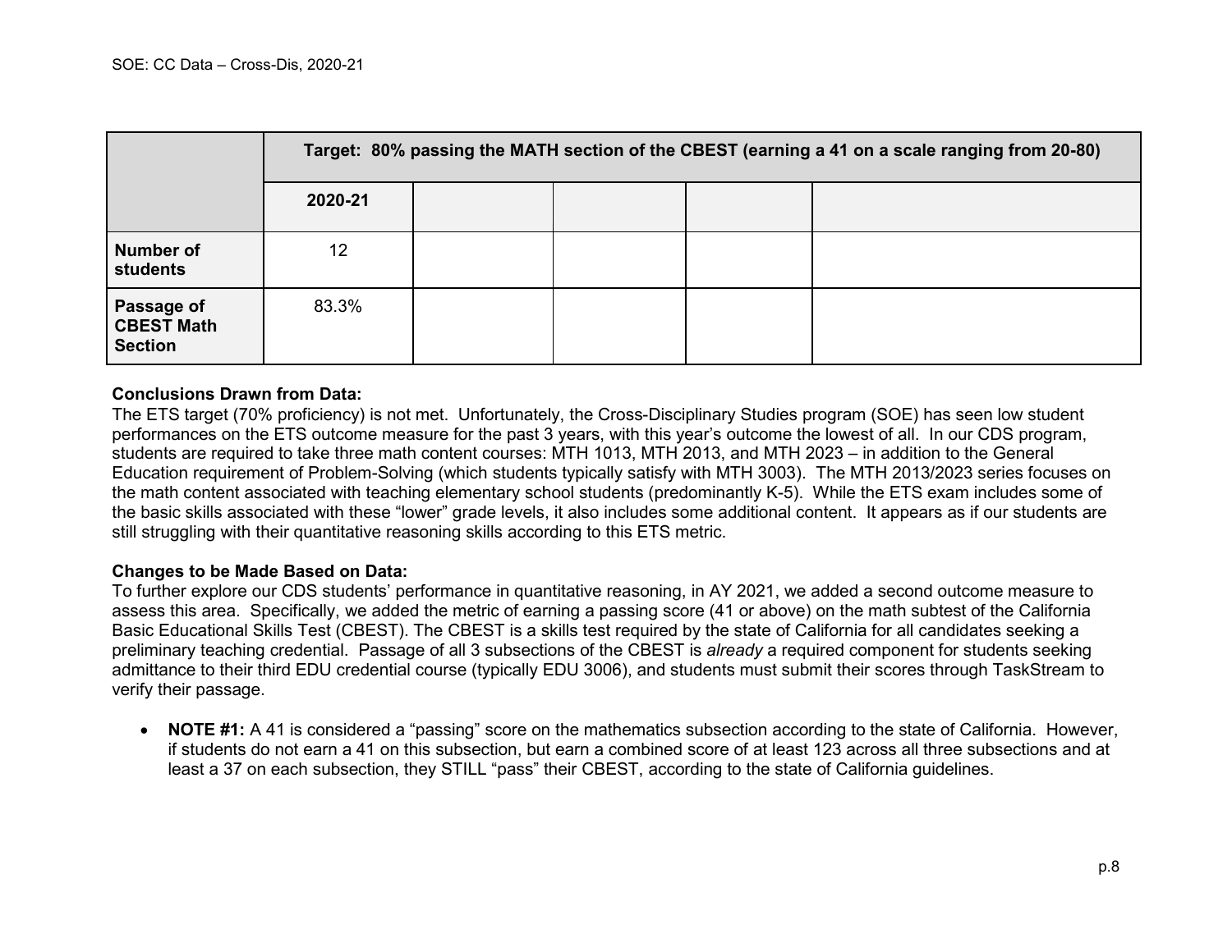| | Target: 80% passing the MATH section of the CBEST (earning a 41 on a scale ranging from 20-80) | | | | |
|---|---|---|---|---|---|
| | 2020-21 | | | | |
| Number of students | 12 | | | | |
| Passage of CBEST Math Section | 83.3% | | | | |

**Conclusions Drawn from Data:**
The ETS target (70% proficiency) is not met. Unfortunately, the Cross-Disciplinary Studies program (SOE) has seen low student performances on the ETS outcome measure for the past 3 years, with this year's outcome the lowest of all. In our CDS program, students are required to take three math content courses: MTH 1013, MTH 2013, and MTH 2023 – in addition to the General Education requirement of Problem-Solving (which students typically satisfy with MTH 3003). The MTH 2013/2023 series focuses on the math content associated with teaching elementary school students (predominantly K-5). While the ETS exam includes some of the basic skills associated with these "lower" grade levels, it also includes some additional content. It appears as if our students are still struggling with their quantitative reasoning skills according to this ETS metric.

**Changes to be Made Based on Data:**
To further explore our CDS students' performance in quantitative reasoning, in AY 2021, we added a second outcome measure to assess this area. Specifically, we added the metric of earning a passing score (41 or above) on the math subtest of the California Basic Educational Skills Test (CBEST). The CBEST is a skills test required by the state of California for all candidates seeking a preliminary teaching credential. Passage of all 3 subsections of the CBEST is *already* a required component for students seeking admittance to their third EDU credential course (typically EDU 3006), and students must submit their scores through TaskStream to verify their passage.

- **NOTE #1:** A 41 is considered a "passing" score on the mathematics subsection according to the state of California. However, if students do not earn a 41 on this subsection, but earn a combined score of at least 123 across all three subsections and at least a 37 on each subsection, they STILL "pass" their CBEST, according to the state of California guidelines.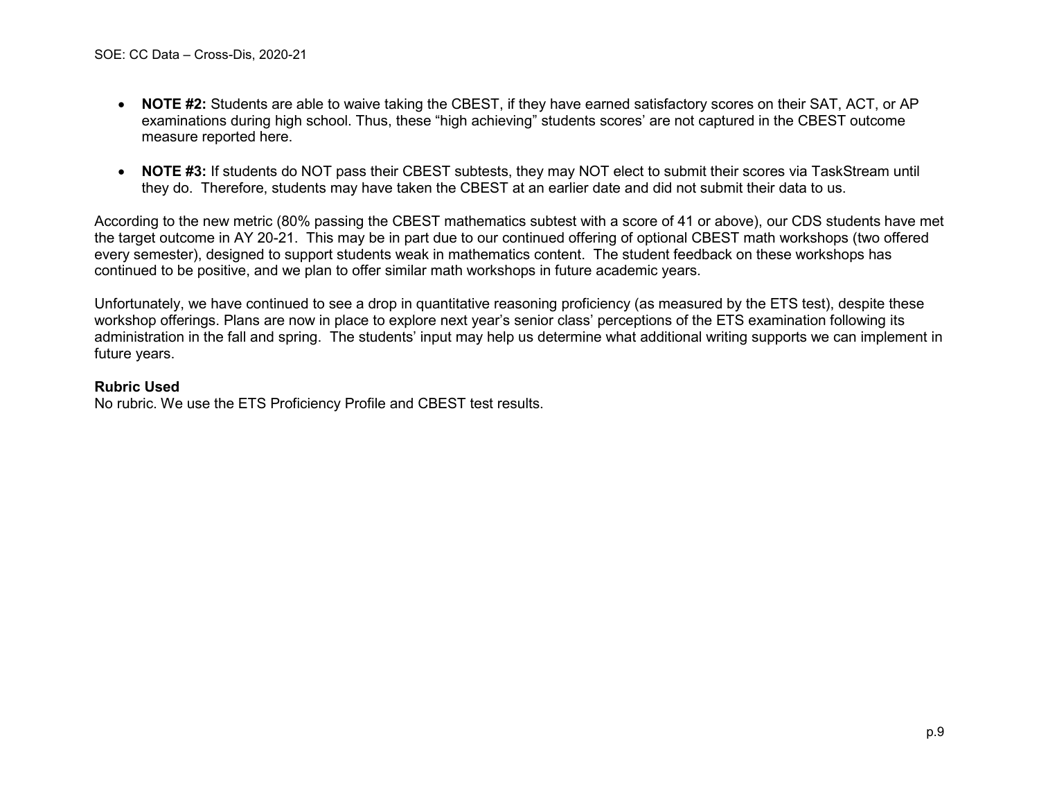- **NOTE #2:** Students are able to waive taking the CBEST, if they have earned satisfactory scores on their SAT, ACT, or AP examinations during high school. Thus, these “high achieving” students scores’ are not captured in the CBEST outcome measure reported here.

- **NOTE #3:** If students do NOT pass their CBEST subtests, they may NOT elect to submit their scores via TaskStream until they do. Therefore, students may have taken the CBEST at an earlier date and did not submit their data to us.

According to the new metric (80% passing the CBEST mathematics subtest with a score of 41 or above), our CDS students have met the target outcome in AY 20-21. This may be in part due to our continued offering of optional CBEST math workshops (two offered every semester), designed to support students weak in mathematics content. The student feedback on these workshops has continued to be positive, and we plan to offer similar math workshops in future academic years.

Unfortunately, we have continued to see a drop in quantitative reasoning proficiency (as measured by the ETS test), despite these workshop offerings. Plans are now in place to explore next year’s senior class’ perceptions of the ETS examination following its administration in the fall and spring. The students’ input may help us determine what additional writing supports we can implement in future years.

**Rubric Used**
No rubric. We use the ETS Proficiency Profile and CBEST test results.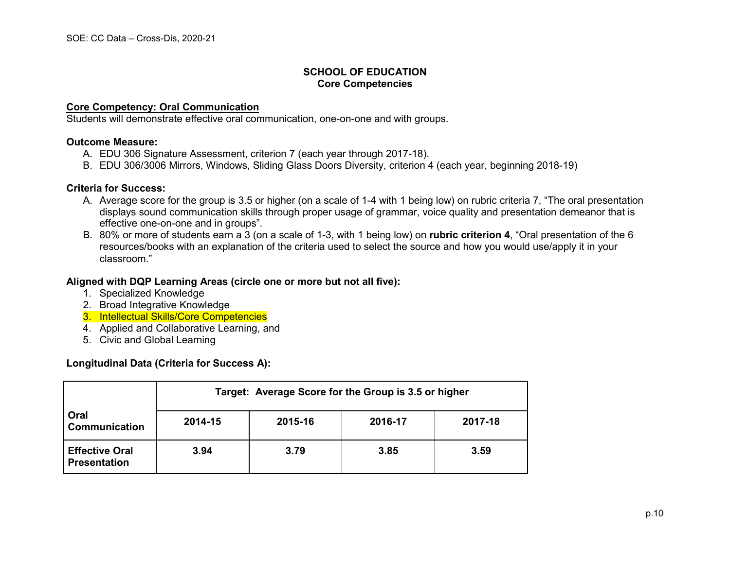**SCHOOL OF EDUCATION**
**Core Competencies**

**Core Competency: Oral Communication**

Students will demonstrate effective oral communication, one-on-one and with groups.

**Outcome Measure:**

A. EDU 306 Signature Assessment, criterion 7 (each year through 2017-18).
B. EDU 306/3006 Mirrors, Windows, Sliding Glass Doors Diversity, criterion 4 (each year, beginning 2018-19)

**Criteria for Success:**

A. Average score for the group is 3.5 or higher (on a scale of 1-4 with 1 being low) on rubric criteria 7, "The oral presentation displays sound communication skills through proper usage of grammar, voice quality and presentation demeanor that is effective one-on-one and in groups".
B. 80% or more of students earn a 3 (on a scale of 1-3, with 1 being low) on **rubric criterion 4**, "Oral presentation of the 6 resources/books with an explanation of the criteria used to select the source and how you would use/apply it in your classroom."

**Aligned with DQP Learning Areas (circle one or more but not all five):**

1. Specialized Knowledge
2. Broad Integrative Knowledge
3. Intellectual Skills/Core Competencies
4. Applied and Collaborative Learning, and
5. Civic and Global Learning

**Longitudinal Data (Criteria for Success A):**

| Oral Communication | Target: Average Score for the Group is 3.5 or higher | | | |
|---|---|---|---|---|
| | **2014-15** | **2015-16** | **2016-17** | **2017-18** |
| **Effective Oral Presentation** | **3.94** | **3.79** | **3.85** | **3.59** |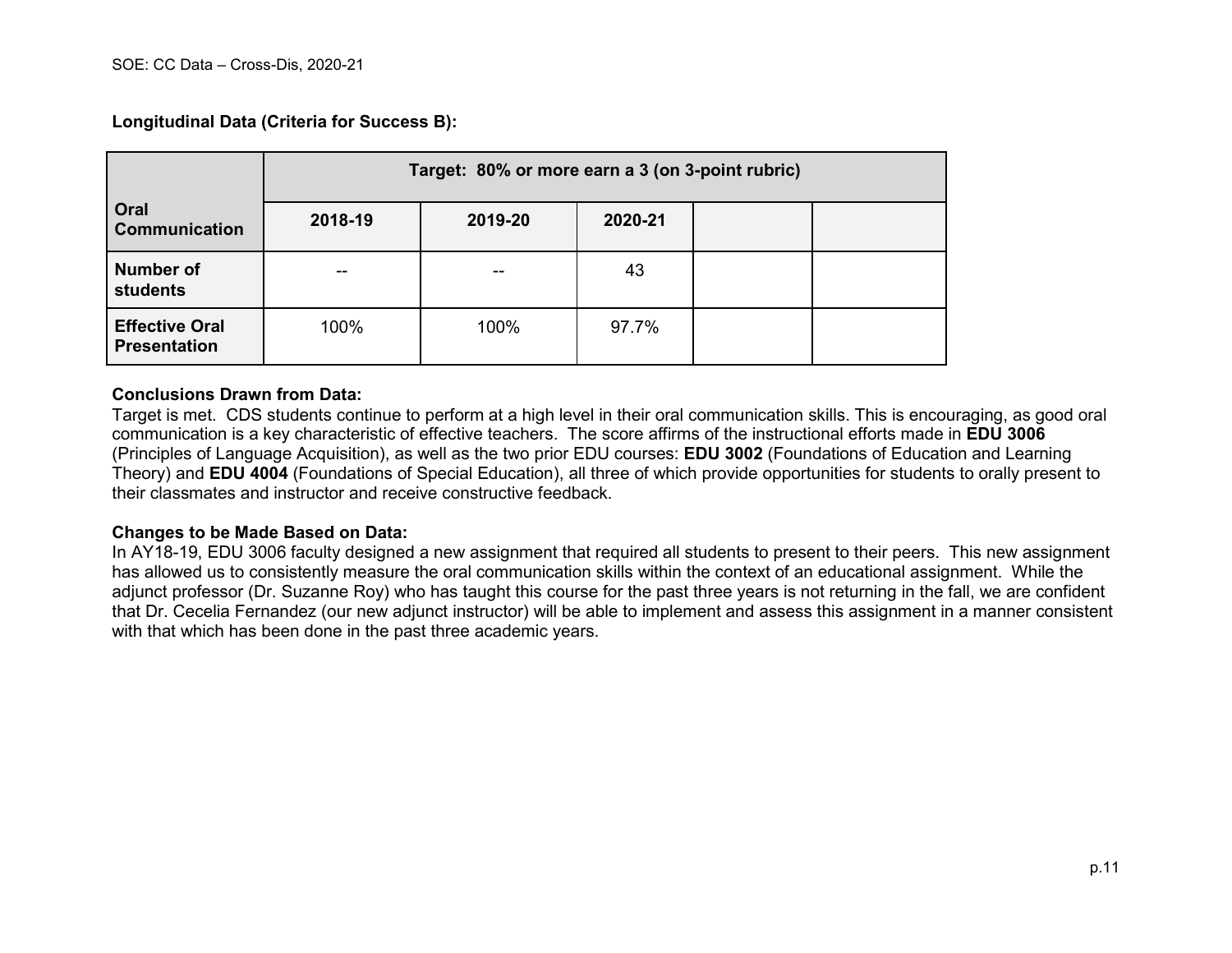**Longitudinal Data (Criteria for Success B):**

| Oral Communication | Target: 80% or more earn a 3 (on 3-point rubric) | | | | |
|---|---|---|---|---|---|
| | 2018-19 | 2019-20 | 2020-21 | | |
| **Number of students** | -- | -- | 43 | | |
| **Effective Oral Presentation** | 100% | 100% | 97.7% | | |

**Conclusions Drawn from Data:**
Target is met. CDS students continue to perform at a high level in their oral communication skills. This is encouraging, as good oral communication is a key characteristic of effective teachers. The score affirms of the instructional efforts made in **EDU 3006** (Principles of Language Acquisition), as well as the two prior EDU courses: **EDU 3002** (Foundations of Education and Learning Theory) and **EDU 4004** (Foundations of Special Education), all three of which provide opportunities for students to orally present to their classmates and instructor and receive constructive feedback.

**Changes to be Made Based on Data:**
In AY18-19, EDU 3006 faculty designed a new assignment that required all students to present to their peers. This new assignment has allowed us to consistently measure the oral communication skills within the context of an educational assignment. While the adjunct professor (Dr. Suzanne Roy) who has taught this course for the past three years is not returning in the fall, we are confident that Dr. Cecelia Fernandez (our new adjunct instructor) will be able to implement and assess this assignment in a manner consistent with that which has been done in the past three academic years.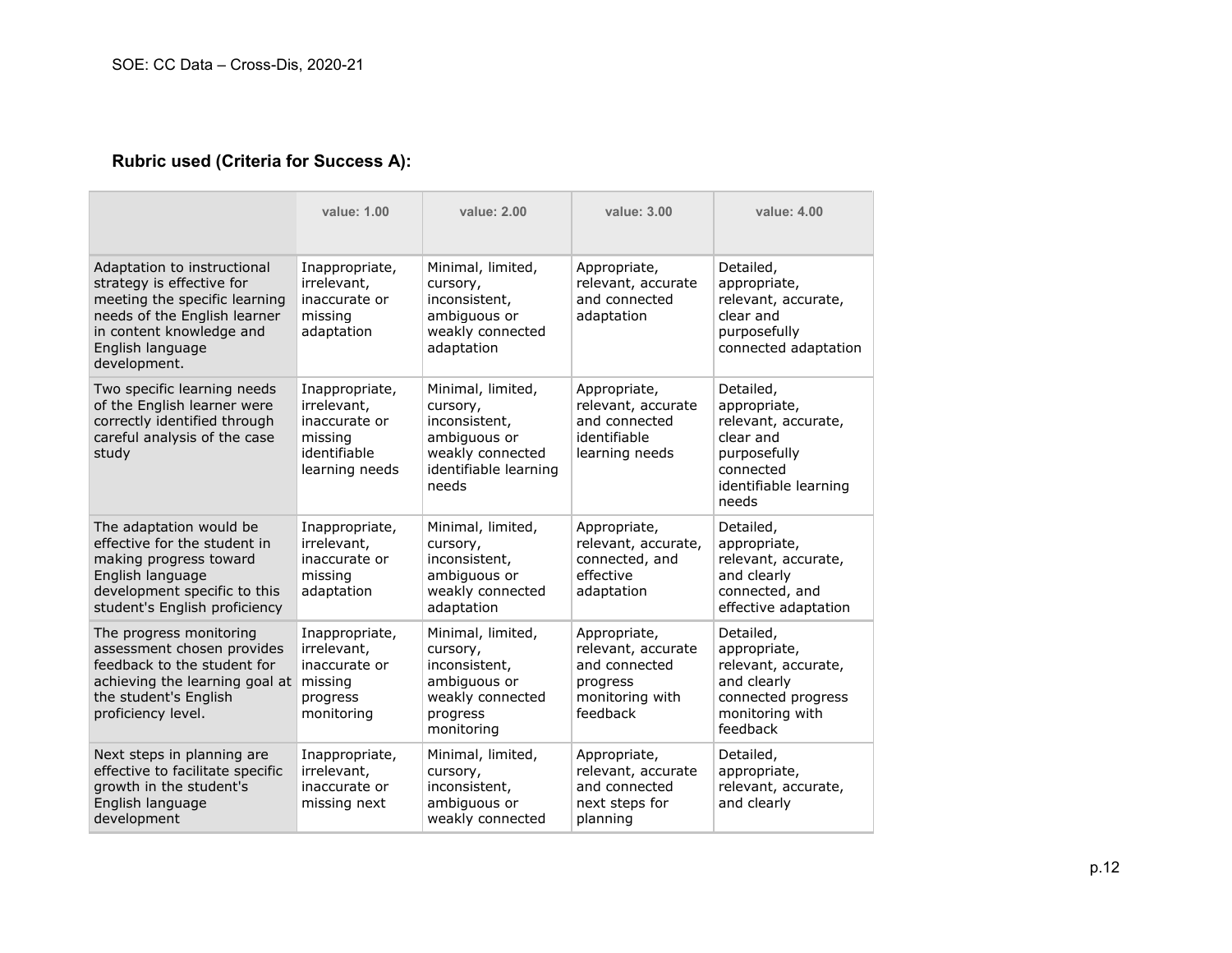**Rubric used (Criteria for Success A):**

| | value: 1.00 | value: 2.00 | value: 3.00 | value: 4.00 |
|---|---|---|---|---|
| Adaptation to instructional strategy is effective for meeting the specific learning needs of the English learner in content knowledge and English language development. | Inappropriate, irrelevant, inaccurate or missing adaptation | Minimal, limited, cursory, inconsistent, ambiguous or weakly connected adaptation | Appropriate, relevant, accurate and connected adaptation | Detailed, appropriate, relevant, accurate, clear and purposefully connected adaptation |
| Two specific learning needs of the English learner were correctly identified through careful analysis of the case study | Inappropriate, irrelevant, inaccurate or missing identifiable learning needs | Minimal, limited, cursory, inconsistent, ambiguous or weakly connected identifiable learning needs | Appropriate, relevant, accurate and connected identifiable learning needs | Detailed, appropriate, relevant, accurate, clear and purposefully connected identifiable learning needs |
| The adaptation would be effective for the student in making progress toward English language development specific to this student's English proficiency | Inappropriate, irrelevant, inaccurate or missing adaptation | Minimal, limited, cursory, inconsistent, ambiguous or weakly connected adaptation | Appropriate, relevant, accurate, connected, and effective adaptation | Detailed, appropriate, relevant, accurate, and clearly connected, and effective adaptation |
| The progress monitoring assessment chosen provides feedback to the student for achieving the learning goal at the student's English proficiency level. | Inappropriate, irrelevant, inaccurate or missing progress monitoring | Minimal, limited, cursory, inconsistent, ambiguous or weakly connected progress monitoring | Appropriate, relevant, accurate and connected progress monitoring with feedback | Detailed, appropriate, relevant, accurate, and clearly connected progress monitoring with feedback |
| Next steps in planning are effective to facilitate specific growth in the student's English language development | Inappropriate, irrelevant, inaccurate or missing next | Minimal, limited, cursory, inconsistent, ambiguous or weakly connected | Appropriate, relevant, accurate and connected next steps for planning | Detailed, appropriate, relevant, accurate, and clearly |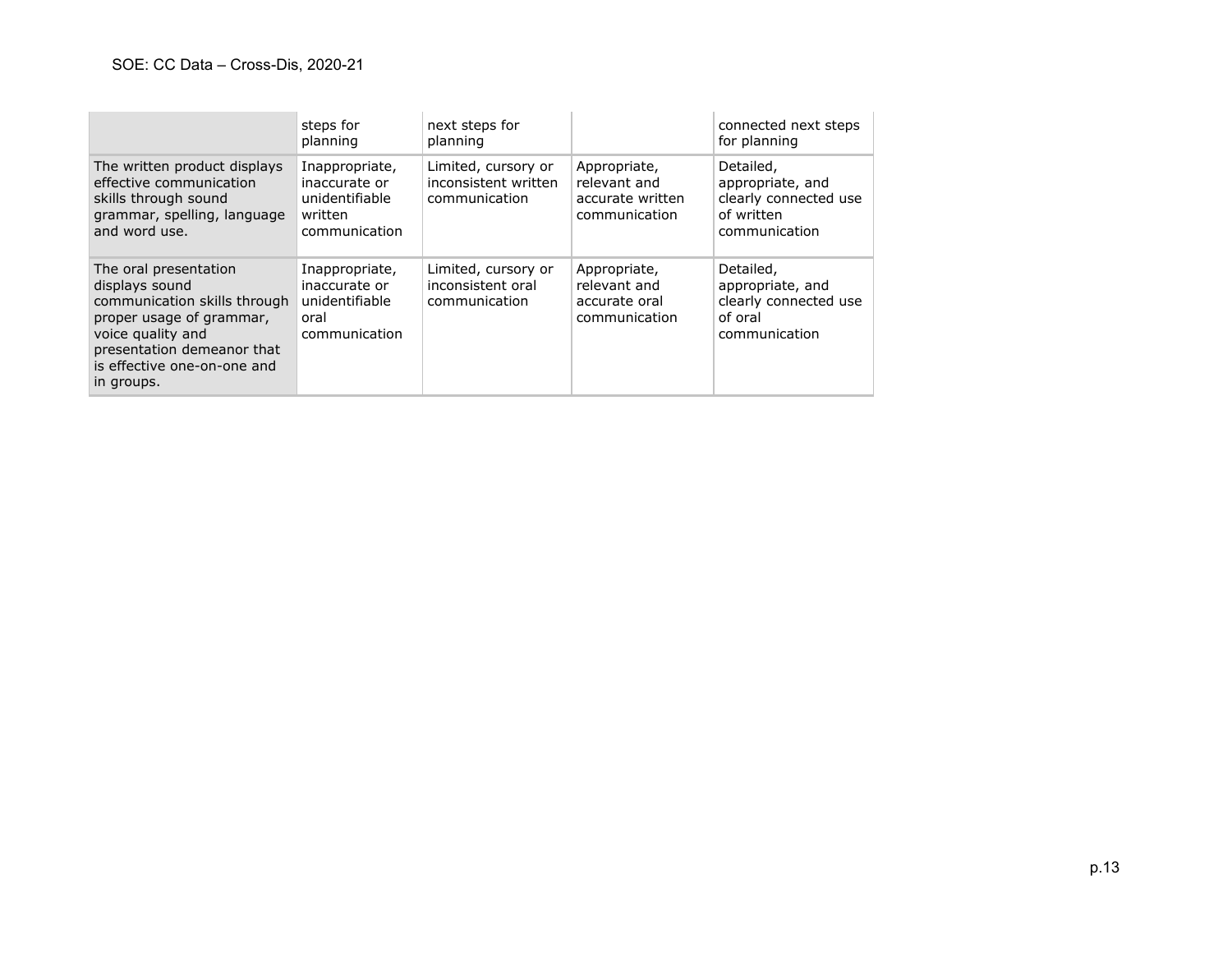|  |  |  |  |  |
|---|---|---|---|---|
|  | steps for planning | next steps for planning |  | connected next steps for planning |
| The written product displays effective communication skills through sound grammar, spelling, language and word use. | Inappropriate, inaccurate or unidentifiable written communication | Limited, cursory or inconsistent written communication | Appropriate, relevant and accurate written communication | Detailed, appropriate, and clearly connected use of written communication |
| The oral presentation displays sound communication skills through proper usage of grammar, voice quality and presentation demeanor that is effective one-on-one and in groups. | Inappropriate, inaccurate or unidentifiable oral communication | Limited, cursory or inconsistent oral communication | Appropriate, relevant and accurate oral communication | Detailed, appropriate, and clearly connected use of oral communication |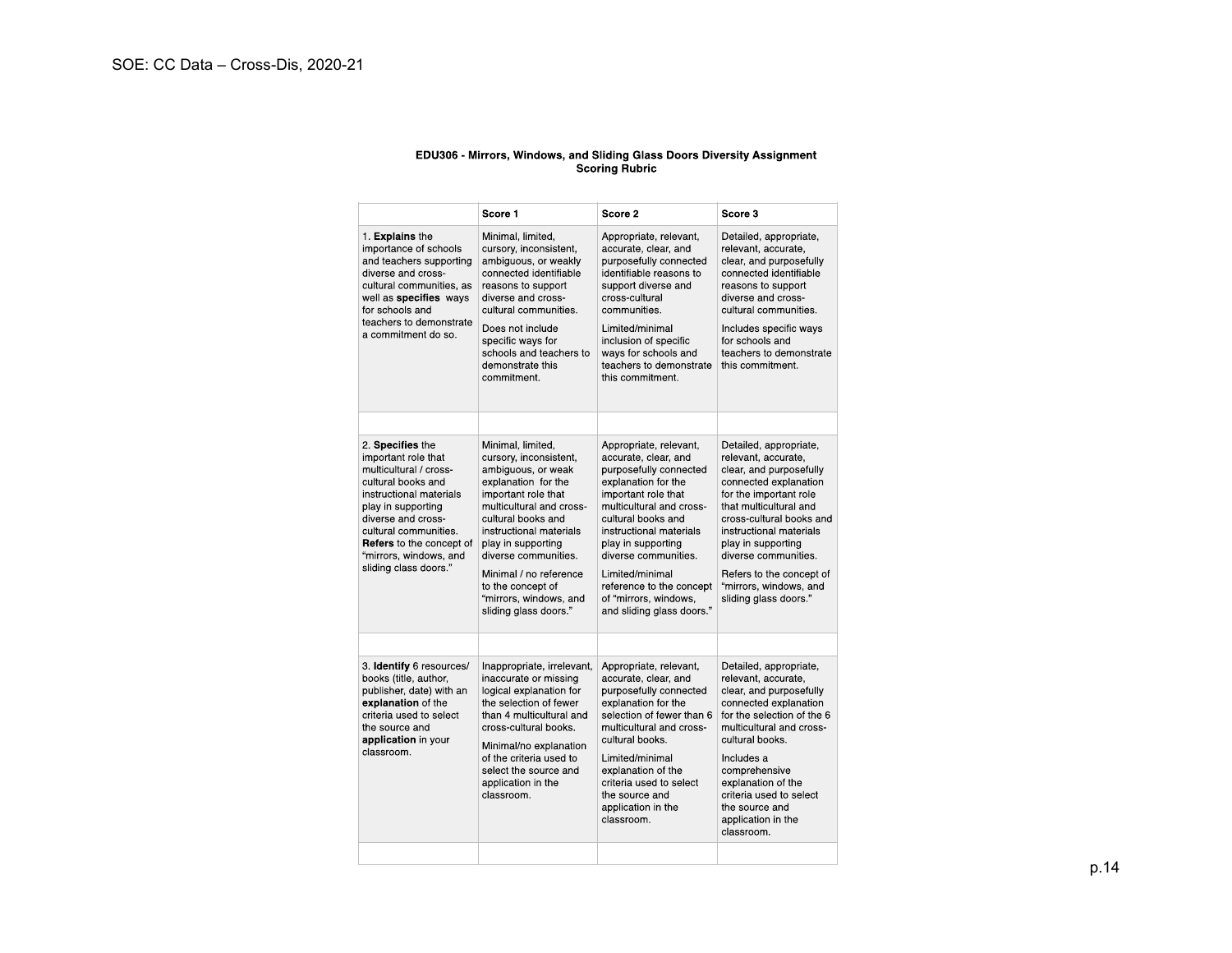**EDU306 - Mirrors, Windows, and Sliding Glass Doors Diversity Assignment**
**Scoring Rubric**

| | Score 1 | Score 2 | Score 3 |
|---|---|---|---|
| 1. **Explains** the importance of schools and teachers supporting diverse and cross-cultural communities, as well as **specifies** ways for schools and teachers to demonstrate a commitment do so. | Minimal, limited, cursory, inconsistent, ambiguous, or weakly connected identifiable reasons to support diverse and cross-cultural communities. Does not include specific ways for schools and teachers to demonstrate this commitment. | Appropriate, relevant, accurate, clear, and purposefully connected identifiable reasons to support diverse and cross-cultural communities. Limited/minimal inclusion of specific ways for schools and teachers to demonstrate this commitment. | Detailed, appropriate, relevant, accurate, clear, and purposefully connected identifiable reasons to support diverse and cross-cultural communities. Includes specific ways for schools and teachers to demonstrate this commitment. |
| | | | |
| 2. **Specifies** the important role that multicultural / cross-cultural books and instructional materials play in supporting diverse and cross-cultural communities. **Refers** to the concept of "mirrors, windows, and sliding class doors." | Minimal, limited, cursory, inconsistent, ambiguous, or weak explanation for the important role that multicultural and cross-cultural books and instructional materials play in supporting diverse communities. Minimal / no reference to the concept of "mirrors, windows, and sliding glass doors." | Appropriate, relevant, accurate, clear, and purposefully connected explanation for the important role that multicultural and cross-cultural books and instructional materials play in supporting diverse communities. Limited/minimal reference to the concept of "mirrors, windows, and sliding glass doors." | Detailed, appropriate, relevant, accurate, clear, and purposefully connected explanation for the important role that multicultural and cross-cultural books and instructional materials play in supporting diverse communities. Refers to the concept of "mirrors, windows, and sliding glass doors." |
| | | | |
| 3. **Identify** 6 resources/ books (title, author, publisher, date) with an **explanation** of the criteria used to select the source and **application** in your classroom. | Inappropriate, irrelevant, inaccurate or missing logical explanation for the selection of fewer than 4 multicultural and cross-cultural books. Minimal/no explanation of the criteria used to select the source and application in the classroom. | Appropriate, relevant, accurate, clear, and purposefully connected explanation for the selection of fewer than 6 multicultural and cross-cultural books. Limited/minimal explanation of the criteria used to select the source and application in the classroom. | Detailed, appropriate, relevant, accurate, clear, and purposefully connected explanation for the selection of the 6 multicultural and cross-cultural books. Includes a comprehensive explanation of the criteria used to select the source and application in the classroom. |
| | | | |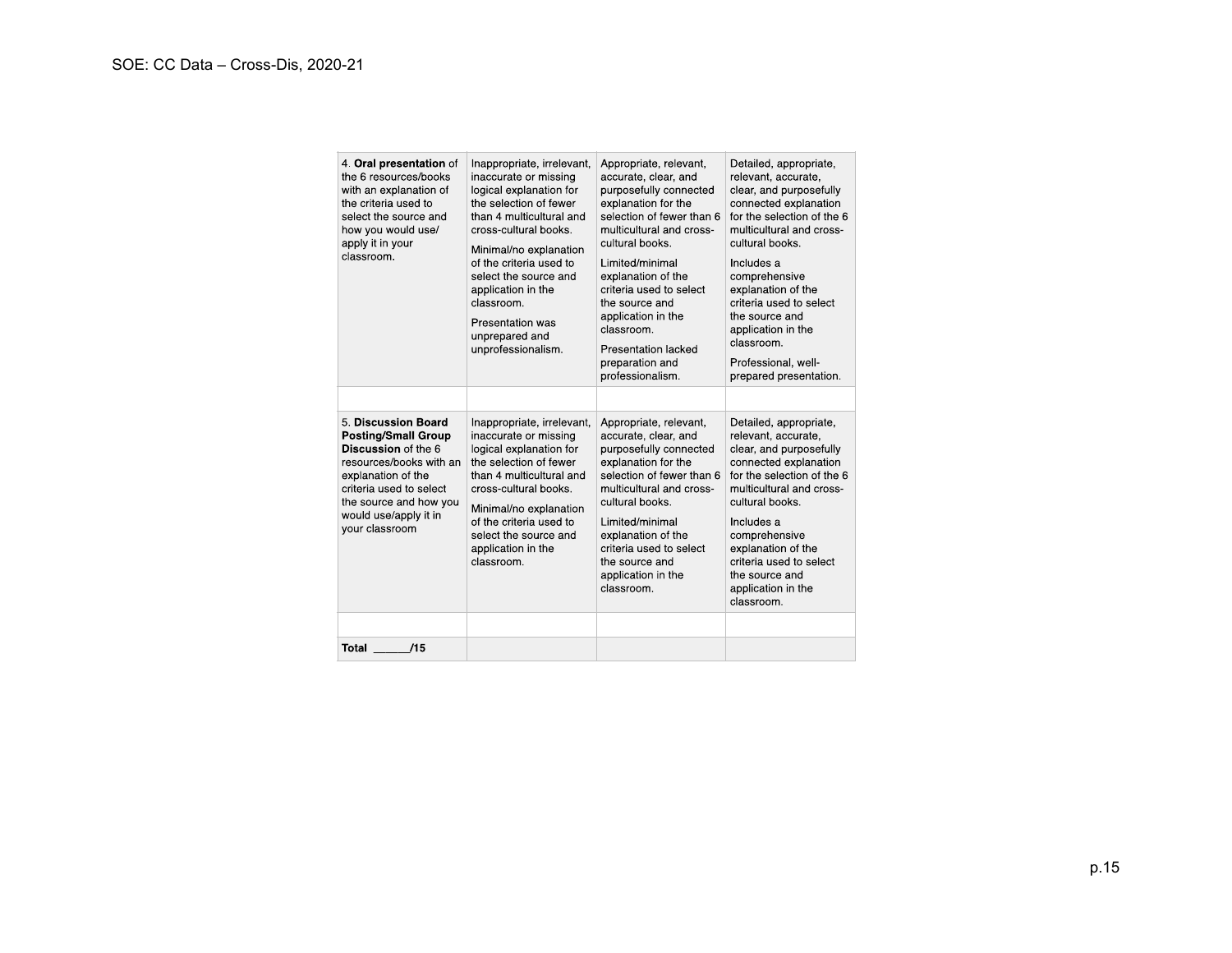| | | | |
|---|---|---|---|
| 4. **Oral presentation** of the 6 resources/books with an explanation of the criteria used to select the source and how you would use/ apply it in your classroom. | Inappropriate, irrelevant, inaccurate or missing logical explanation for the selection of fewer than 4 multicultural and cross-cultural books.<br><br>Minimal/no explanation of the criteria used to select the source and application in the classroom.<br><br>Presentation was unprepared and unprofessionalism. | Appropriate, relevant, accurate, clear, and purposefully connected explanation for the selection of fewer than 6 multicultural and cross-cultural books.<br><br>Limited/minimal explanation of the criteria used to select the source and application in the classroom.<br><br>Presentation lacked preparation and professionalism. | Detailed, appropriate, relevant, accurate, clear, and purposefully connected explanation for the selection of the 6 multicultural and cross-cultural books.<br><br>Includes a comprehensive explanation of the criteria used to select the source and application in the classroom.<br><br>Professional, well-prepared presentation. |
| | | | |
| 5. **Discussion Board Posting/Small Group Discussion** of the 6 resources/books with an explanation of the criteria used to select the source and how you would use/apply it in your classroom | Inappropriate, irrelevant, inaccurate or missing logical explanation for the selection of fewer than 4 multicultural and cross-cultural books.<br><br>Minimal/no explanation of the criteria used to select the source and application in the classroom. | Appropriate, relevant, accurate, clear, and purposefully connected explanation for the selection of fewer than 6 multicultural and cross-cultural books.<br><br>Limited/minimal explanation of the criteria used to select the source and application in the classroom. | Detailed, appropriate, relevant, accurate, clear, and purposefully connected explanation for the selection of the 6 multicultural and cross-cultural books.<br><br>Includes a comprehensive explanation of the criteria used to select the source and application in the classroom. |
| | | | |
| **Total ______/15** | | | |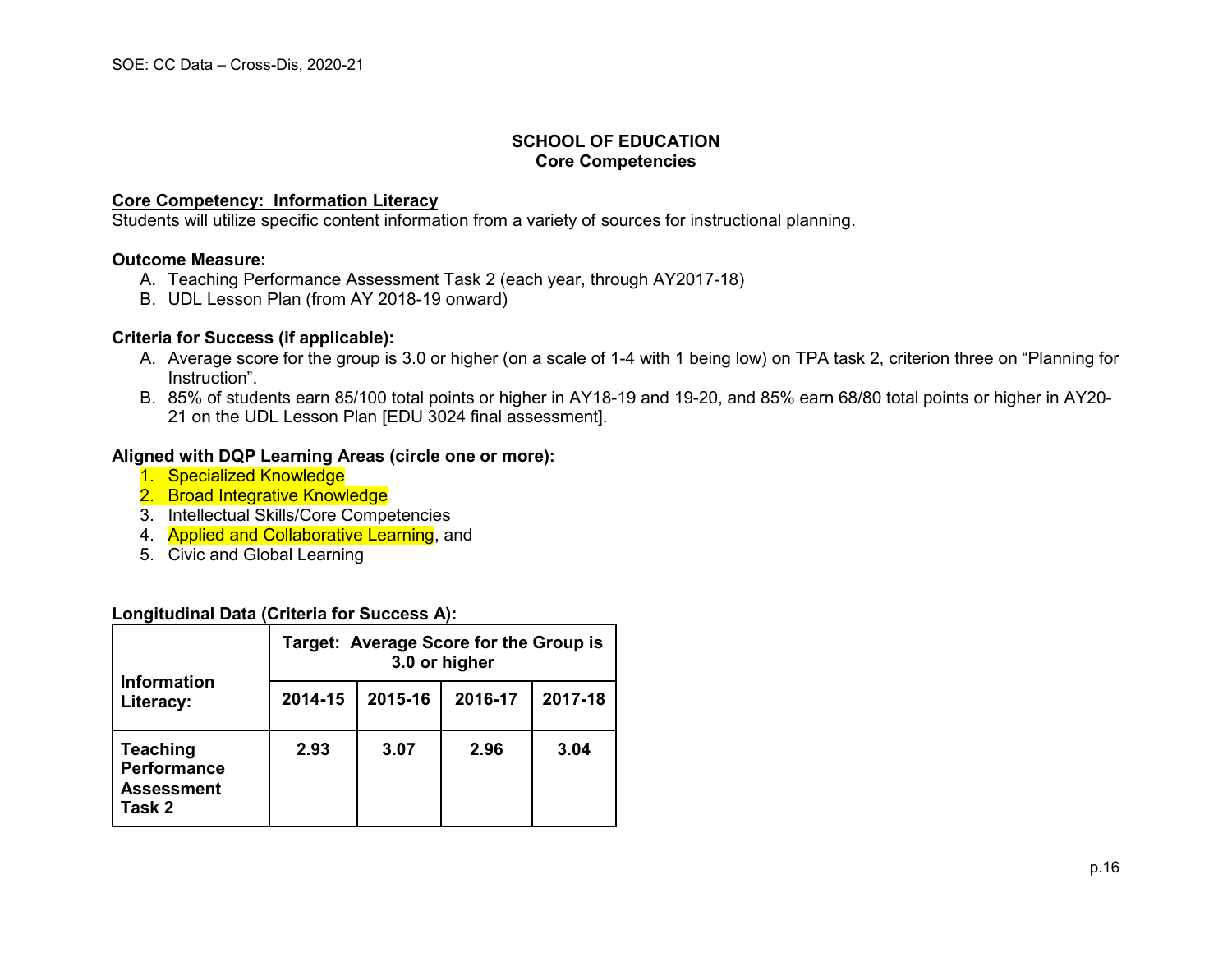## SCHOOL OF EDUCATION
### Core Competencies

**Core Competency: Information Literacy**

Students will utilize specific content information from a variety of sources for instructional planning.

**Outcome Measure:**

A. Teaching Performance Assessment Task 2 (each year, through AY2017-18)
B. UDL Lesson Plan (from AY 2018-19 onward)

**Criteria for Success (if applicable):**

A. Average score for the group is 3.0 or higher (on a scale of 1-4 with 1 being low) on TPA task 2, criterion three on "Planning for Instruction".
B. 85% of students earn 85/100 total points or higher in AY18-19 and 19-20, and 85% earn 68/80 total points or higher in AY20-21 on the UDL Lesson Plan [EDU 3024 final assessment].

**Aligned with DQP Learning Areas (circle one or more):**

1. Specialized Knowledge
2. Broad Integrative Knowledge
3. Intellectual Skills/Core Competencies
4. Applied and Collaborative Learning, and
5. Civic and Global Learning

**Longitudinal Data (Criteria for Success A):**

| Information Literacy: | Target: Average Score for the Group is 3.0 or higher | | | |
|---|---|---|---|---|
| | 2014-15 | 2015-16 | 2016-17 | 2017-18 |
| **Teaching Performance Assessment Task 2** | **2.93** | **3.07** | **2.96** | **3.04** |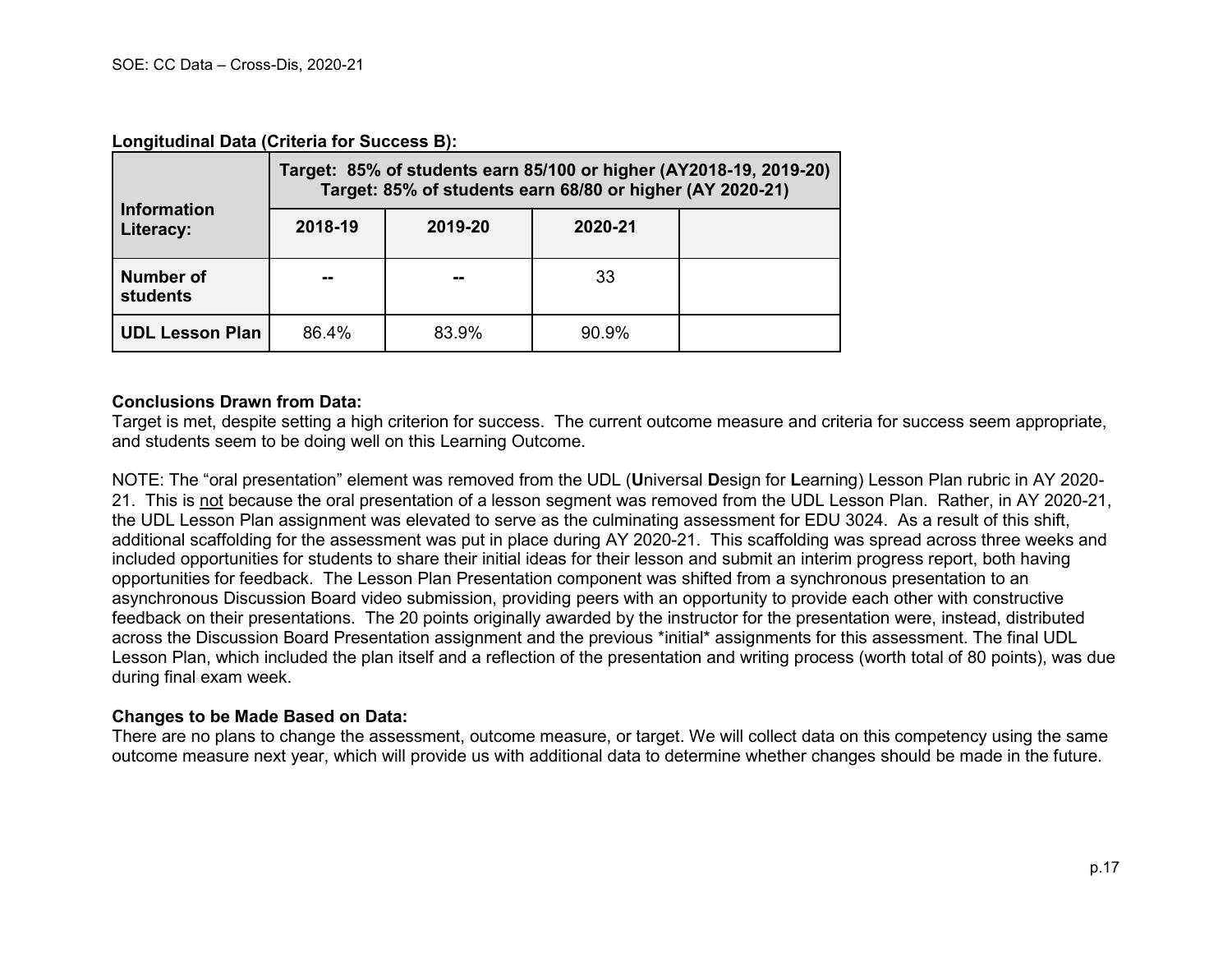**Longitudinal Data (Criteria for Success B):**

| Information Literacy: | Target: 85% of students earn 85/100 or higher (AY2018-19, 2019-20) Target: 85% of students earn 68/80 or higher (AY 2020-21) | | | |
|---|---|---|---|---|
| | **2018-19** | **2019-20** | **2020-21** | |
| **Number of students** | -- | -- | 33 | |
| **UDL Lesson Plan** | 86.4% | 83.9% | 90.9% | |

**Conclusions Drawn from Data:**
Target is met, despite setting a high criterion for success. The current outcome measure and criteria for success seem appropriate, and students seem to be doing well on this Learning Outcome.

NOTE: The "oral presentation" element was removed from the UDL (**U**niversal **D**esign for **L**earning) Lesson Plan rubric in AY 2020-21. This is not because the oral presentation of a lesson segment was removed from the UDL Lesson Plan. Rather, in AY 2020-21, the UDL Lesson Plan assignment was elevated to serve as the culminating assessment for EDU 3024. As a result of this shift, additional scaffolding for the assessment was put in place during AY 2020-21. This scaffolding was spread across three weeks and included opportunities for students to share their initial ideas for their lesson and submit an interim progress report, both having opportunities for feedback. The Lesson Plan Presentation component was shifted from a synchronous presentation to an asynchronous Discussion Board video submission, providing peers with an opportunity to provide each other with constructive feedback on their presentations. The 20 points originally awarded by the instructor for the presentation were, instead, distributed across the Discussion Board Presentation assignment and the previous *initial* assignments for this assessment. The final UDL Lesson Plan, which included the plan itself and a reflection of the presentation and writing process (worth total of 80 points), was due during final exam week.

**Changes to be Made Based on Data:**
There are no plans to change the assessment, outcome measure, or target. We will collect data on this competency using the same outcome measure next year, which will provide us with additional data to determine whether changes should be made in the future.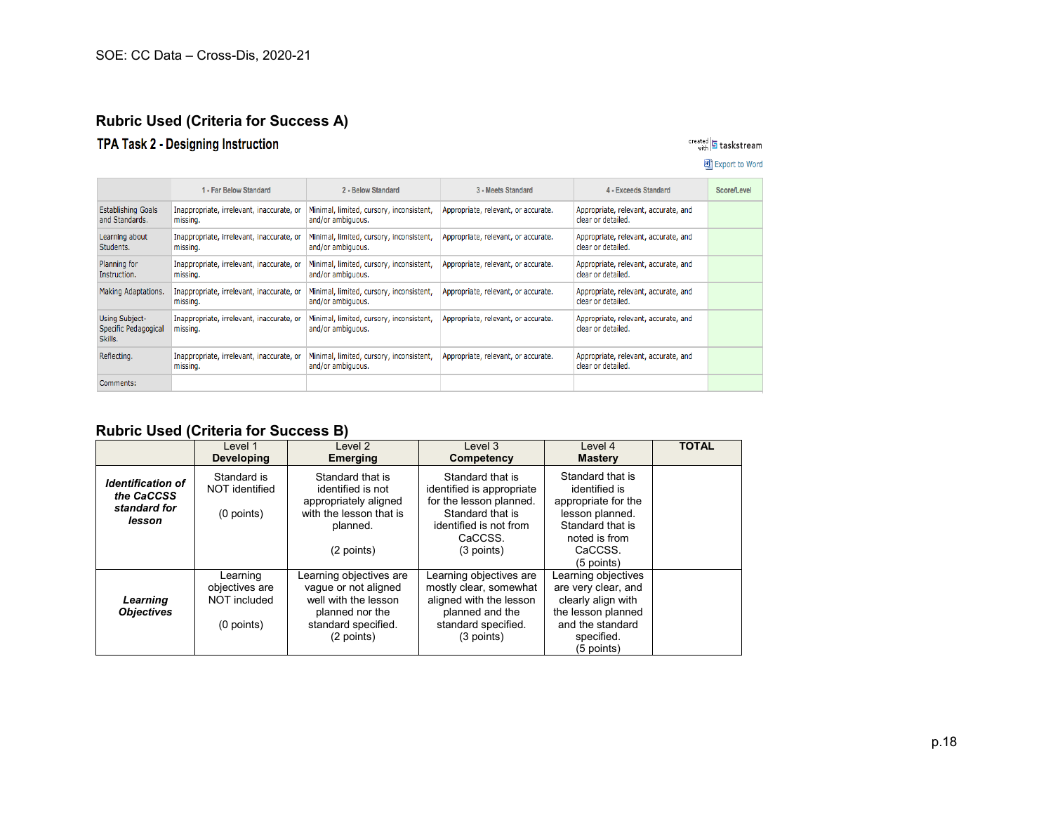## Rubric Used (Criteria for Success A)

### TPA Task 2 - Designing Instruction

created with taskstream

Export to Word

| | 1 - Far Below Standard | 2 - Below Standard | 3 - Meets Standard | 4 - Exceeds Standard | Score/Level |
|---|---|---|---|---|---|
| Establishing Goals and Standards. | Inappropriate, irrelevant, inaccurate, or missing. | Minimal, limited, cursory, inconsistent, and/or ambiguous. | Appropriate, relevant, or accurate. | Appropriate, relevant, accurate, and clear or detailed. | |
| Learning about Students. | Inappropriate, irrelevant, inaccurate, or missing. | Minimal, limited, cursory, inconsistent, and/or ambiguous. | Appropriate, relevant, or accurate. | Appropriate, relevant, accurate, and clear or detailed. | |
| Planning for Instruction. | Inappropriate, irrelevant, inaccurate, or missing. | Minimal, limited, cursory, inconsistent, and/or ambiguous. | Appropriate, relevant, or accurate. | Appropriate, relevant, accurate, and clear or detailed. | |
| Making Adaptations. | Inappropriate, irrelevant, inaccurate, or missing. | Minimal, limited, cursory, inconsistent, and/or ambiguous. | Appropriate, relevant, or accurate. | Appropriate, relevant, accurate, and clear or detailed. | |
| Using Subject-Specific Pedagogical Skills. | Inappropriate, irrelevant, inaccurate, or missing. | Minimal, limited, cursory, inconsistent, and/or ambiguous. | Appropriate, relevant, or accurate. | Appropriate, relevant, accurate, and clear or detailed. | |
| Reflecting. | Inappropriate, irrelevant, inaccurate, or missing. | Minimal, limited, cursory, inconsistent, and/or ambiguous. | Appropriate, relevant, or accurate. | Appropriate, relevant, accurate, and clear or detailed. | |
| Comments: | | | | | |

## Rubric Used (Criteria for Success B)

| | Level 1 **Developing** | Level 2 **Emerging** | Level 3 **Competency** | Level 4 **Mastery** | **TOTAL** |
|---|---|---|---|---|---|
| ***Identification of the CaCCSS standard for lesson*** | Standard is NOT identified (0 points) | Standard that is identified is not appropriately aligned with the lesson that is planned. (2 points) | Standard that is identified is appropriate for the lesson planned. Standard that is identified is not from CaCCSS. (3 points) | Standard that is identified is appropriate for the lesson planned. Standard that is noted is from CaCCSS. (5 points) | |
| ***Learning Objectives*** | Learning objectives are NOT included (0 points) | Learning objectives are vague or not aligned well with the lesson planned nor the standard specified. (2 points) | Learning objectives are mostly clear, somewhat aligned with the lesson planned and the standard specified. (3 points) | Learning objectives are very clear, and clearly align with the lesson planned and the standard specified. (5 points) | |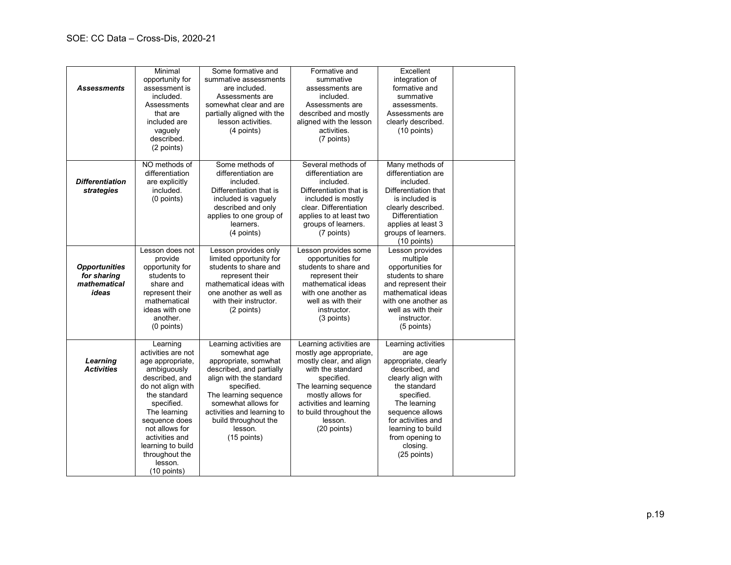| | | | | | |
|---|---|---|---|---|---|
| ***Assessments*** | Minimal opportunity for assessment is included. Assessments that are included are vaguely described. (2 points) | Some formative and summative assessments are included. Assessments are somewhat clear and are partially aligned with the lesson activities. (4 points) | Formative and summative assessments are included. Assessments are described and mostly aligned with the lesson activities. (7 points) | Excellent integration of formative and summative assessments. Assessments are clearly described. (10 points) | |
| ***Differentiation strategies*** | NO methods of differentiation are explicitly included. (0 points) | Some methods of differentiation are included. Differentiation that is included is vaguely described and only applies to one group of learners. (4 points) | Several methods of differentiation are included. Differentiation that is included is mostly clear. Differentiation applies to at least two groups of learners. (7 points) | Many methods of differentiation are included. Differentiation that is included is clearly described. Differentiation applies at least 3 groups of learners. (10 points) | |
| ***Opportunities for sharing mathematical ideas*** | Lesson does not provide opportunity for students to share and represent their mathematical ideas with one another. (0 points) | Lesson provides only limited opportunity for students to share and represent their mathematical ideas with one another as well as with their instructor. (2 points) | Lesson provides some opportunities for students to share and represent their mathematical ideas with one another as well as with their instructor. (3 points) | Lesson provides multiple opportunities for students to share and represent their mathematical ideas with one another as well as with their instructor. (5 points) | |
| ***Learning Activities*** | Learning activities are not age appropriate, ambiguously described, and do not align with the standard specified. The learning sequence does not allows for activities and learning to build throughout the lesson. (10 points) | Learning activities are somewhat age appropriate, somwhat described, and partially align with the standard specified. The learning sequence somewhat allows for activities and learning to build throughout the lesson. (15 points) | Learning activities are mostly age appropriate, mostly clear, and align with the standard specified. The learning sequence mostly allows for activities and learning to build throughout the lesson. (20 points) | Learning activities are age appropriate, clearly described, and clearly align with the standard specified. The learning sequence allows for activities and learning to build from opening to closing. (25 points) | |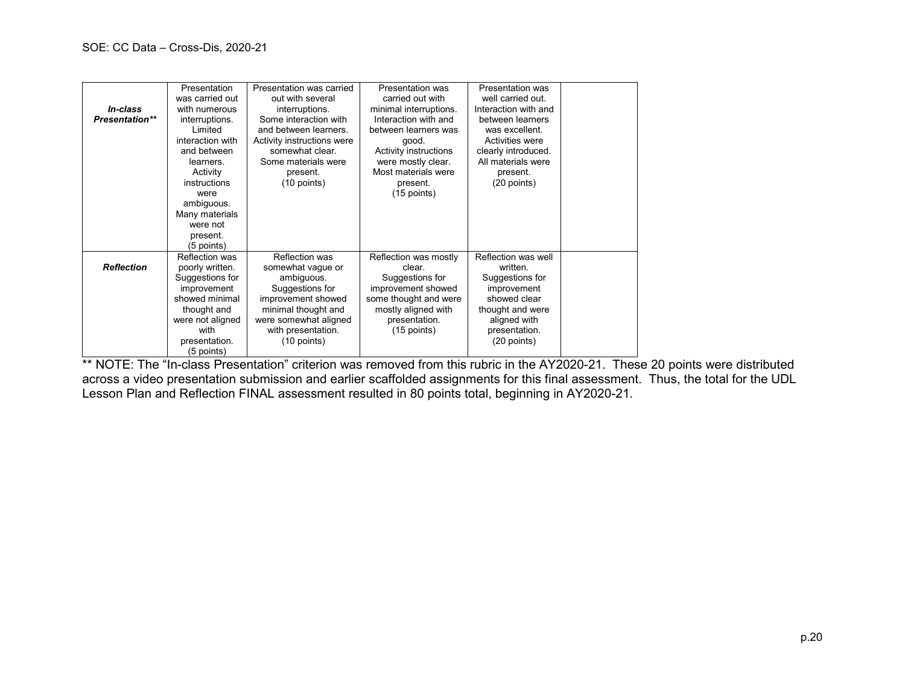| | | | | | |
|---|---|---|---|---|---|
| ***In-class Presentation**** | Presentation was carried out with numerous interruptions. Limited interaction with and between learners. Activity instructions were ambiguous. Many materials were not present. (5 points) | Presentation was carried out with several interruptions. Some interaction with and between learners. Activity instructions were somewhat clear. Some materials were present. (10 points) | Presentation was carried out with minimal interruptions. Interaction with and between learners was good. Activity instructions were mostly clear. Most materials were present. (15 points) | Presentation was well carried out. Interaction with and between learners was excellent. Activities were clearly introduced. All materials were present. (20 points) | |
| ***Reflection*** | Reflection was poorly written. Suggestions for improvement showed minimal thought and were not aligned with presentation. (5 points) | Reflection was somewhat vague or ambiguous. Suggestions for improvement showed minimal thought and were somewhat aligned with presentation. (10 points) | Reflection was mostly clear. Suggestions for improvement showed some thought and were mostly aligned with presentation. (15 points) | Reflection was well written. Suggestions for improvement showed clear thought and were aligned with presentation. (20 points) | |

** NOTE: The "In-class Presentation" criterion was removed from this rubric in the AY2020-21. These 20 points were distributed across a video presentation submission and earlier scaffolded assignments for this final assessment. Thus, the total for the UDL Lesson Plan and Reflection FINAL assessment resulted in 80 points total, beginning in AY2020-21.